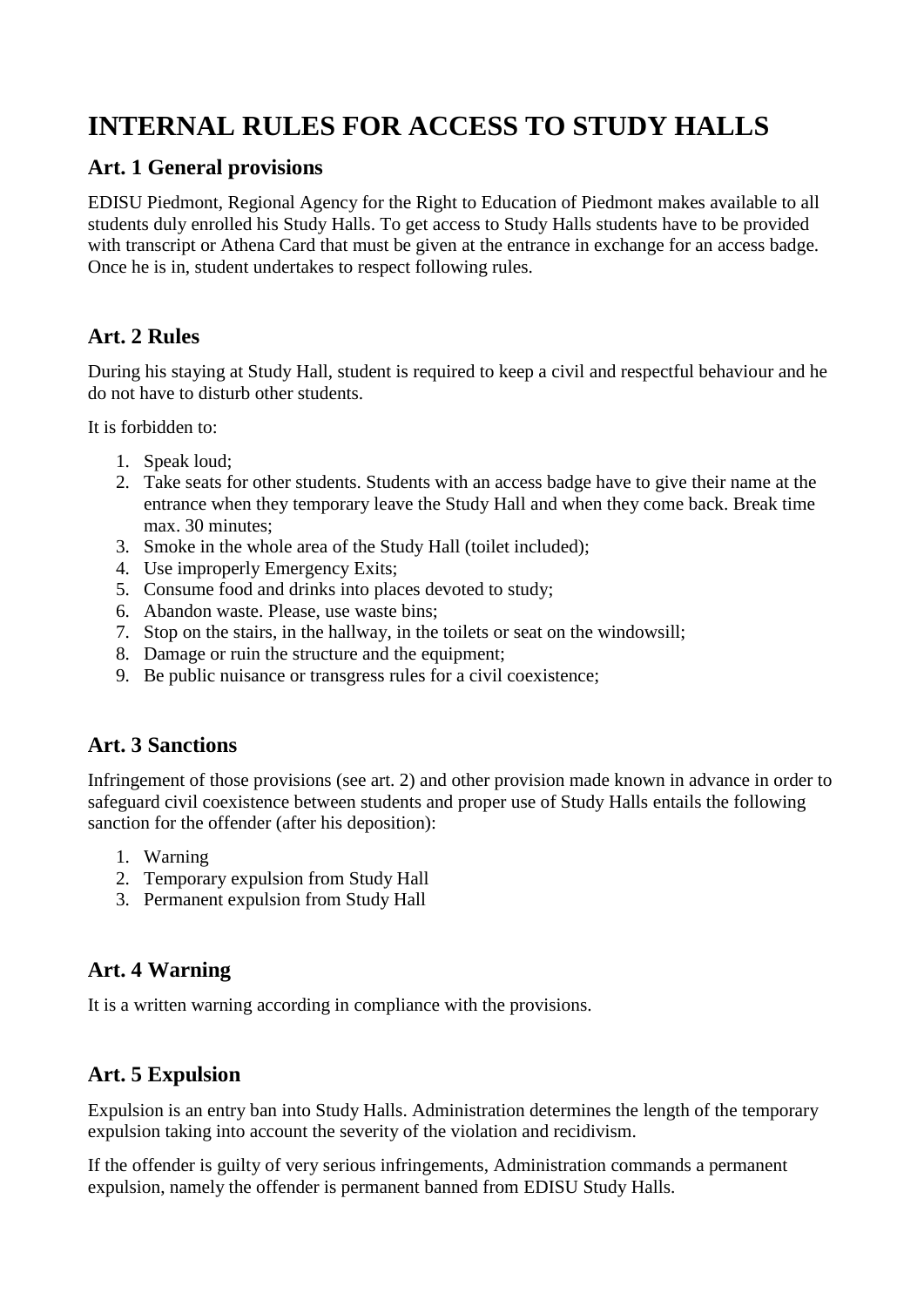# INTERNAL RULES FOR ACCESS TO STUDY HALLS

## Art. 1 General provisions

EDISU Piedmont, Regional Agency for the Right to Education of Piedmont makes available to all students duly enrolled his Study Halls. To get access to Study Halls students have to be provided with transcript or Athena Card that must be given at the entrance in exchange for an access badge. Once he is in, student undertakes to respect following rules.

## Art. 2 Rules

During his staying at Study Hall, student is required to keep a civil and respectful behaviour and he do not have to disturb other students.

It is forbidden to:

1. Speak loud;
2. Take seats for other students. Students with an access badge have to give their name at the entrance when they temporary leave the Study Hall and when they come back. Break time max. 30 minutes;
3. Smoke in the whole area of the Study Hall (toilet included);
4. Use improperly Emergency Exits;
5. Consume food and drinks into places devoted to study;
6. Abandon waste. Please, use waste bins;
7. Stop on the stairs, in the hallway, in the toilets or seat on the windowsill;
8. Damage or ruin the structure and the equipment;
9. Be public nuisance or transgress rules for a civil coexistence;

## Art. 3 Sanctions

Infringement of those provisions (see art. 2) and other provision made known in advance in order to safeguard civil coexistence between students and proper use of Study Halls entails the following sanction for the offender (after his deposition):

1. Warning
2. Temporary expulsion from Study Hall
3. Permanent expulsion from Study Hall

## Art. 4 Warning

It is a written warning according in compliance with the provisions.

## Art. 5 Expulsion

Expulsion is an entry ban into Study Halls. Administration determines the length of the temporary expulsion taking into account the severity of the violation and recidivism.

If the offender is guilty of very serious infringements, Administration commands a permanent expulsion, namely the offender is permanent banned from EDISU Study Halls.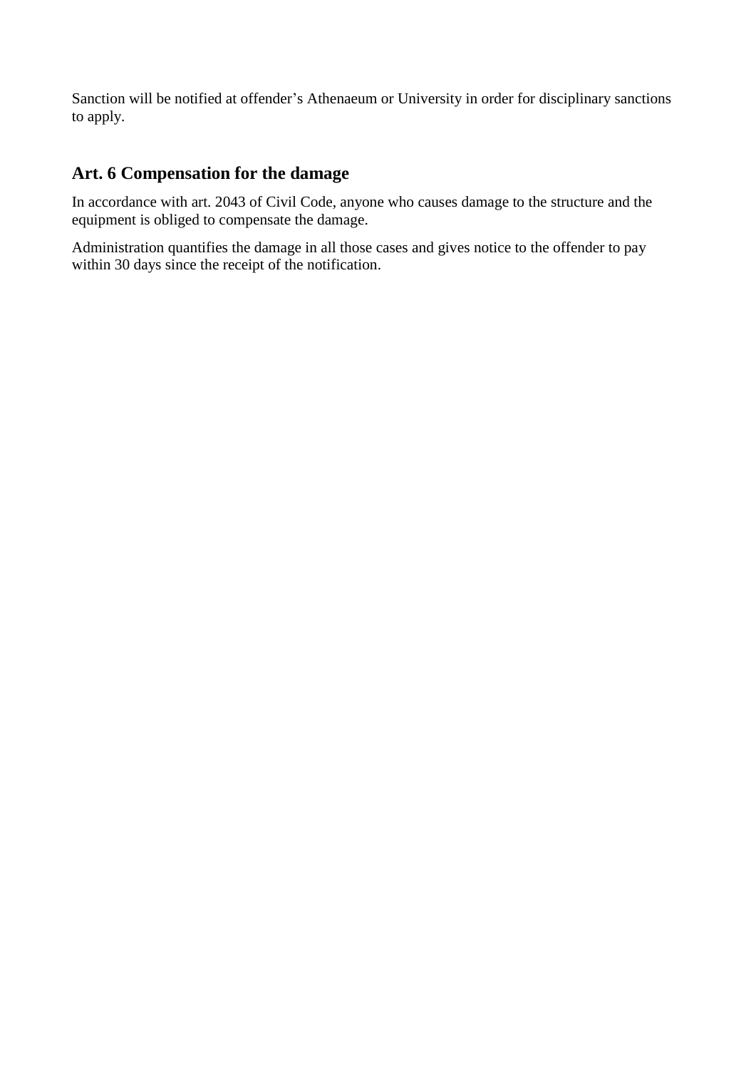Sanction will be notified at offender’s Athenaeum or University in order for disciplinary sanctions to apply.

## Art. 6 Compensation for the damage

In accordance with art. 2043 of Civil Code, anyone who causes damage to the structure and the equipment is obliged to compensate the damage.

Administration quantifies the damage in all those cases and gives notice to the offender to pay within 30 days since the receipt of the notification.